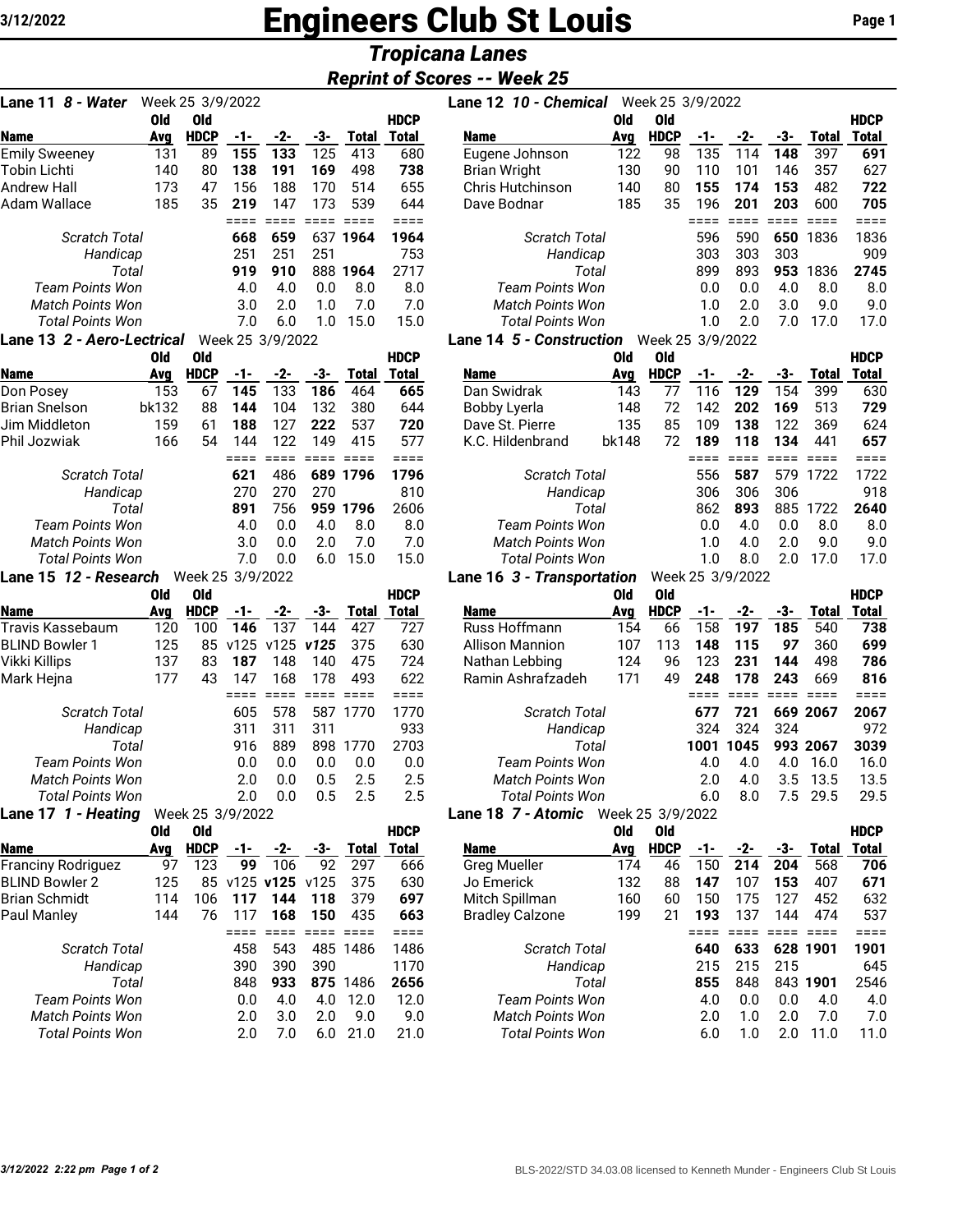# Engineers Club St Louis

## *Tropicana Lanes*

### *Reprint of Scores -- Week 25*

**Lane 11 *8 - Water*** Week 25 3/9/2022

| Name | Old Avg | Old HDCP | -1- | -2- | -3- | Total | HDCP Total |
|---|---|---|---|---|---|---|---|
| Emily Sweeney | 131 | 89 | **155** | **133** | 125 | 413 | 680 |
| Tobin Lichti | 140 | 80 | **138** | **191** | **169** | 498 | 738 |
| Andrew Hall | 173 | 47 | 156 | 188 | 170 | 514 | 655 |
| Adam Wallace | 185 | 35 | **219** | 147 | 173 | 539 | 644 |
| *Scratch Total* | | | **668** | **659** | 637 | **1964** | 1964 |
| *Handicap* | | | 251 | 251 | 251 | | 753 |
| *Total* | | | **919** | **910** | 888 | **1964** | 2717 |
| *Team Points Won* | | | 4.0 | 4.0 | 0.0 | 8.0 | 8.0 |
| *Match Points Won* | | | 3.0 | 2.0 | 1.0 | 7.0 | 7.0 |
| *Total Points Won* | | | 7.0 | 6.0 | 1.0 | 15.0 | 15.0 |

**Lane 12 *10 - Chemical*** Week 25 3/9/2022

| Name | Old Avg | Old HDCP | -1- | -2- | -3- | Total | HDCP Total |
|---|---|---|---|---|---|---|---|
| Eugene Johnson | 122 | 98 | 135 | 114 | **148** | 397 | **691** |
| Brian Wright | 130 | 90 | 110 | 101 | 146 | 357 | 627 |
| Chris Hutchinson | 140 | 80 | **155** | **174** | **153** | 482 | **722** |
| Dave Bodnar | 185 | 35 | 196 | **201** | **203** | 600 | **705** |
| *Scratch Total* | | | 596 | 590 | **650** | 1836 | 1836 |
| *Handicap* | | | 303 | 303 | 303 | | 909 |
| *Total* | | | 899 | 893 | **953** | 1836 | **2745** |
| *Team Points Won* | | | 0.0 | 0.0 | 4.0 | 8.0 | 8.0 |
| *Match Points Won* | | | 1.0 | 2.0 | 3.0 | 9.0 | 9.0 |
| *Total Points Won* | | | 1.0 | 2.0 | 7.0 | 17.0 | 17.0 |

**Lane 13 *2 - Aero-Lectrical*** Week 25 3/9/2022

| Name | Old Avg | Old HDCP | -1- | -2- | -3- | Total | HDCP Total |
|---|---|---|---|---|---|---|---|
| Don Posey | 153 | 67 | **145** | 133 | **186** | 464 | 665 |
| Brian Snelson | bk132 | 88 | **144** | 104 | 132 | 380 | 644 |
| Jim Middleton | 159 | 61 | **188** | 127 | **222** | 537 | 720 |
| Phil Jozwiak | 166 | 54 | 144 | 122 | 149 | 415 | 577 |
| *Scratch Total* | | | **621** | 486 | **689** | **1796** | 1796 |
| *Handicap* | | | 270 | 270 | 270 | | 810 |
| *Total* | | | **891** | 756 | **959** | **1796** | 2606 |
| *Team Points Won* | | | 4.0 | 0.0 | 4.0 | 8.0 | 8.0 |
| *Match Points Won* | | | 3.0 | 0.0 | 2.0 | 7.0 | 7.0 |
| *Total Points Won* | | | 7.0 | 0.0 | 6.0 | 15.0 | 15.0 |

**Lane 14 *5 - Construction*** Week 25 3/9/2022

| Name | Old Avg | Old HDCP | -1- | -2- | -3- | Total | HDCP Total |
|---|---|---|---|---|---|---|---|
| Dan Swidrak | 143 | 77 | 116 | **129** | 154 | 399 | 630 |
| Bobby Lyerla | 148 | 72 | 142 | **202** | **169** | 513 | **729** |
| Dave St. Pierre | 135 | 85 | 109 | **138** | 122 | 369 | 624 |
| K.C. Hildenbrand | bk148 | 72 | **189** | **118** | **134** | 441 | **657** |
| *Scratch Total* | | | 556 | **587** | 579 | 1722 | 1722 |
| *Handicap* | | | 306 | 306 | 306 | | 918 |
| *Total* | | | 862 | **893** | 885 | 1722 | **2640** |
| *Team Points Won* | | | 0.0 | 4.0 | 0.0 | 8.0 | 8.0 |
| *Match Points Won* | | | 1.0 | 4.0 | 2.0 | 9.0 | 9.0 |
| *Total Points Won* | | | 1.0 | 8.0 | 2.0 | 17.0 | 17.0 |

**Lane 15 *12 - Research*** Week 25 3/9/2022

| Name | Old Avg | Old HDCP | -1- | -2- | -3- | Total | HDCP Total |
|---|---|---|---|---|---|---|---|
| Travis Kassebaum | 120 | 100 | **146** | 137 | 144 | 427 | 727 |
| BLIND Bowler 1 | 125 | 85 | v125 | v125 | ***v125*** | 375 | 630 |
| Vikki Killips | 137 | 83 | **187** | 148 | 140 | 475 | 724 |
| Mark Hejna | 177 | 43 | 147 | 168 | 178 | 493 | 622 |
| *Scratch Total* | | | 605 | 578 | 587 | 1770 | 1770 |
| *Handicap* | | | 311 | 311 | 311 | | 933 |
| *Total* | | | 916 | 889 | 898 | 1770 | 2703 |
| *Team Points Won* | | | 0.0 | 0.0 | 0.0 | 0.0 | 0.0 |
| *Match Points Won* | | | 2.0 | 0.0 | 0.5 | 2.5 | 2.5 |
| *Total Points Won* | | | 2.0 | 0.0 | 0.5 | 2.5 | 2.5 |

**Lane 16 *3 - Transportation*** Week 25 3/9/2022

| Name | Old Avg | Old HDCP | -1- | -2- | -3- | Total | HDCP Total |
|---|---|---|---|---|---|---|---|
| Russ Hoffmann | 154 | 66 | 158 | **197** | **185** | 540 | **738** |
| Allison Mannion | 107 | 113 | **148** | **115** | ***97*** | 360 | **699** |
| Nathan Lebbing | 124 | 96 | 123 | **231** | **144** | 498 | **786** |
| Ramin Ashrafzadeh | 171 | 49 | **248** | **178** | **243** | 669 | **816** |
| *Scratch Total* | | | **677** | **721** | **669** | **2067** | **2067** |
| *Handicap* | | | 324 | 324 | 324 | | 972 |
| *Total* | | | **1001** | **1045** | **993** | **2067** | **3039** |
| *Team Points Won* | | | 4.0 | 4.0 | 4.0 | 16.0 | 16.0 |
| *Match Points Won* | | | 2.0 | 4.0 | 3.5 | 13.5 | 13.5 |
| *Total Points Won* | | | 6.0 | 8.0 | 7.5 | 29.5 | 29.5 |

**Lane 17 *1 - Heating*** Week 25 3/9/2022

| Name | Old Avg | Old HDCP | -1- | -2- | -3- | Total | HDCP Total |
|---|---|---|---|---|---|---|---|
| Franciny Rodriguez | 97 | 123 | **99** | 106 | 92 | 297 | 666 |
| BLIND Bowler 2 | 125 | 85 | v125 | **v125** | v125 | 375 | 630 |
| Brian Schmidt | 114 | 106 | **117** | **144** | **118** | 379 | **697** |
| Paul Manley | 144 | 76 | 117 | **168** | **150** | 435 | **663** |
| *Scratch Total* | | | 458 | 543 | 485 | 1486 | 1486 |
| *Handicap* | | | 390 | 390 | 390 | | 1170 |
| *Total* | | | 848 | **933** | **875** | 1486 | **2656** |
| *Team Points Won* | | | 0.0 | 4.0 | 4.0 | 12.0 | 12.0 |
| *Match Points Won* | | | 2.0 | 3.0 | 2.0 | 9.0 | 9.0 |
| *Total Points Won* | | | 2.0 | 7.0 | 6.0 | 21.0 | 21.0 |

**Lane 18 *7 - Atomic*** Week 25 3/9/2022

| Name | Old Avg | Old HDCP | -1- | -2- | -3- | Total | HDCP Total |
|---|---|---|---|---|---|---|---|
| Greg Mueller | 174 | 46 | 150 | **214** | **204** | 568 | **706** |
| Jo Emerick | 132 | 88 | **147** | 107 | **153** | 407 | **671** |
| Mitch Spillman | 160 | 60 | 150 | 175 | 127 | 452 | 632 |
| Bradley Calzone | 199 | 21 | **193** | 137 | 144 | 474 | 537 |
| *Scratch Total* | | | **640** | **633** | **628** | **1901** | **1901** |
| *Handicap* | | | 215 | 215 | 215 | | 645 |
| *Total* | | | **855** | 848 | 843 | **1901** | 2546 |
| *Team Points Won* | | | 4.0 | 0.0 | 0.0 | 4.0 | 4.0 |
| *Match Points Won* | | | 2.0 | 1.0 | 2.0 | 7.0 | 7.0 |
| *Total Points Won* | | | 6.0 | 1.0 | 2.0 | 11.0 | 11.0 |

BLS-2022/STD 34.03.08 licensed to Kenneth Munder - Engineers Club St Louis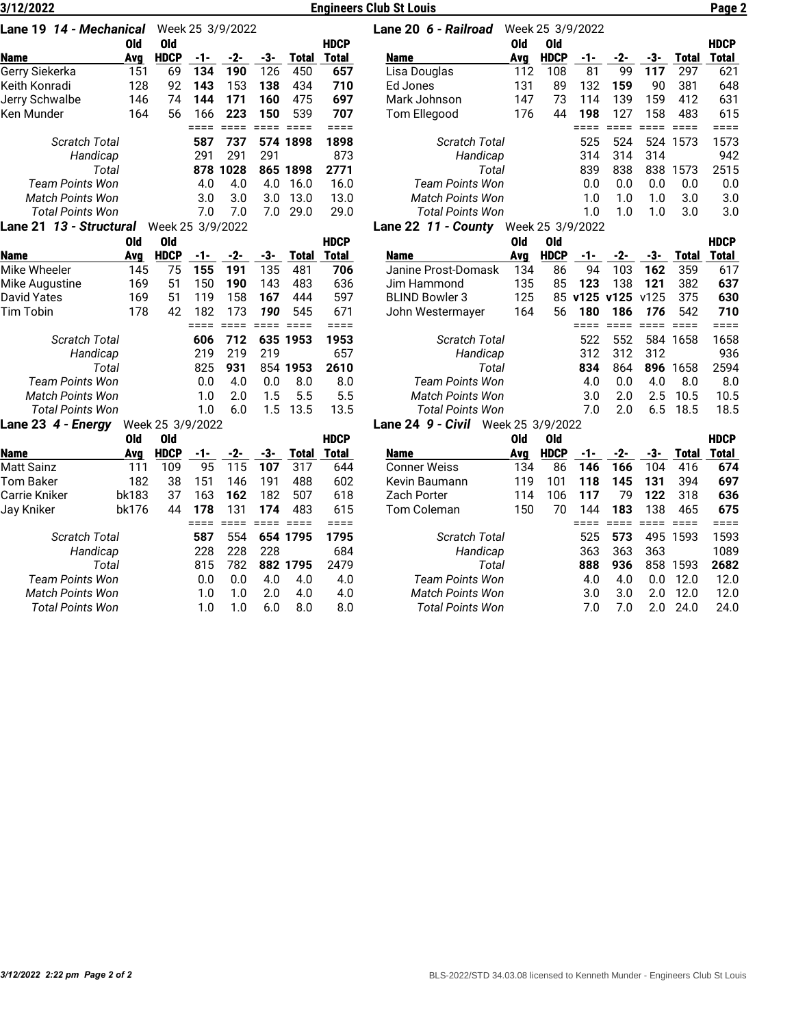**Engineers Club St Louis**

### Lane 19 *14 - Mechanical* Week 25 3/9/2022

| Name | Old Avg | Old HDCP | -1- | -2- | -3- | Total | HDCP Total |
|---|---|---|---|---|---|---|---|
| Gerry Siekerka | 151 | 69 | **134** | **190** | 126 | 450 | **657** |
| Keith Konradi | 128 | 92 | **143** | 153 | **138** | 434 | **710** |
| Jerry Schwalbe | 146 | 74 | **144** | **171** | **160** | 475 | **697** |
| Ken Munder | 164 | 56 | 166 | **223** | **150** | 539 | **707** |
| *Scratch Total* | | | **587** | **737** | **574** | **1898** | **1898** |
| *Handicap* | | | 291 | 291 | 291 | | 873 |
| *Total* | | | **878** | **1028** | **865** | **1898** | **2771** |
| *Team Points Won* | | | 4.0 | 4.0 | 4.0 | 16.0 | 16.0 |
| *Match Points Won* | | | 3.0 | 3.0 | 3.0 | 13.0 | 13.0 |
| *Total Points Won* | | | 7.0 | 7.0 | 7.0 | 29.0 | 29.0 |

### Lane 20 *6 - Railroad* Week 25 3/9/2022

| Name | Old Avg | Old HDCP | -1- | -2- | -3- | Total | HDCP Total |
|---|---|---|---|---|---|---|---|
| Lisa Douglas | 112 | 108 | 81 | 99 | **117** | 297 | 621 |
| Ed Jones | 131 | 89 | 132 | **159** | 90 | 381 | 648 |
| Mark Johnson | 147 | 73 | 114 | 139 | 159 | 412 | 631 |
| Tom Ellegood | 176 | 44 | **198** | 127 | 158 | 483 | 615 |
| *Scratch Total* | | | 525 | 524 | 524 | 1573 | 1573 |
| *Handicap* | | | 314 | 314 | 314 | | 942 |
| *Total* | | | 839 | 838 | 838 | 1573 | 2515 |
| *Team Points Won* | | | 0.0 | 0.0 | 0.0 | 0.0 | 0.0 |
| *Match Points Won* | | | 1.0 | 1.0 | 1.0 | 3.0 | 3.0 |
| *Total Points Won* | | | 1.0 | 1.0 | 1.0 | 3.0 | 3.0 |

### Lane 21 *13 - Structural* Week 25 3/9/2022

| Name | Old Avg | Old HDCP | -1- | -2- | -3- | Total | HDCP Total |
|---|---|---|---|---|---|---|---|
| Mike Wheeler | 145 | 75 | **155** | **191** | 135 | 481 | **706** |
| Mike Augustine | 169 | 51 | 150 | **190** | 143 | 483 | 636 |
| David Yates | 169 | 51 | 119 | 158 | **167** | 444 | 597 |
| Tim Tobin | 178 | 42 | 182 | 173 | ***190*** | 545 | 671 |
| *Scratch Total* | | | **606** | **712** | **635** | **1953** | **1953** |
| *Handicap* | | | 219 | 219 | 219 | | 657 |
| *Total* | | | 825 | **931** | 854 | **1953** | **2610** |
| *Team Points Won* | | | 0.0 | 4.0 | 0.0 | 8.0 | 8.0 |
| *Match Points Won* | | | 1.0 | 2.0 | 1.5 | 5.5 | 5.5 |
| *Total Points Won* | | | 1.0 | 6.0 | 1.5 | 13.5 | 13.5 |

### Lane 22 *11 - County* Week 25 3/9/2022

| Name | Old Avg | Old HDCP | -1- | -2- | -3- | Total | HDCP Total |
|---|---|---|---|---|---|---|---|
| Janine Prost-Domask | 134 | 86 | 94 | 103 | **162** | 359 | 617 |
| Jim Hammond | 135 | 85 | **123** | 138 | **121** | 382 | **637** |
| BLIND Bowler 3 | 125 | 85 | **v125** | **v125** | v125 | 375 | **630** |
| John Westermayer | 164 | 56 | **180** | **186** | ***176*** | 542 | **710** |
| *Scratch Total* | | | 522 | 552 | 584 | 1658 | 1658 |
| *Handicap* | | | 312 | 312 | 312 | | 936 |
| *Total* | | | **834** | 864 | **896** | 1658 | 2594 |
| *Team Points Won* | | | 4.0 | 0.0 | 4.0 | 8.0 | 8.0 |
| *Match Points Won* | | | 3.0 | 2.0 | 2.5 | 10.5 | 10.5 |
| *Total Points Won* | | | 7.0 | 2.0 | 6.5 | 18.5 | 18.5 |

### Lane 23 *4 - Energy* Week 25 3/9/2022

| Name | Old Avg | Old HDCP | -1- | -2- | -3- | Total | HDCP Total |
|---|---|---|---|---|---|---|---|
| Matt Sainz | 111 | 109 | 95 | 115 | **107** | 317 | 644 |
| Tom Baker | 182 | 38 | 151 | 146 | 191 | 488 | 602 |
| Carrie Kniker | bk183 | 37 | 163 | **162** | 182 | 507 | 618 |
| Jay Kniker | bk176 | 44 | **178** | 131 | **174** | 483 | 615 |
| *Scratch Total* | | | **587** | 554 | **654** | **1795** | **1795** |
| *Handicap* | | | 228 | 228 | 228 | | 684 |
| *Total* | | | 815 | 782 | **882** | **1795** | 2479 |
| *Team Points Won* | | | 0.0 | 0.0 | 4.0 | 4.0 | 4.0 |
| *Match Points Won* | | | 1.0 | 1.0 | 2.0 | 4.0 | 4.0 |
| *Total Points Won* | | | 1.0 | 1.0 | 6.0 | 8.0 | 8.0 |

### Lane 24 *9 - Civil* Week 25 3/9/2022

| Name | Old Avg | Old HDCP | -1- | -2- | -3- | Total | HDCP Total |
|---|---|---|---|---|---|---|---|
| Conner Weiss | 134 | 86 | **146** | **166** | 104 | 416 | **674** |
| Kevin Baumann | 119 | 101 | **118** | **145** | **131** | 394 | **697** |
| Zach Porter | 114 | 106 | **117** | 79 | **122** | 318 | **636** |
| Tom Coleman | 150 | 70 | 144 | **183** | 138 | 465 | **675** |
| *Scratch Total* | | | 525 | **573** | 495 | 1593 | 1593 |
| *Handicap* | | | 363 | 363 | 363 | | 1089 |
| *Total* | | | **888** | **936** | 858 | 1593 | **2682** |
| *Team Points Won* | | | 4.0 | 4.0 | 0.0 | 12.0 | 12.0 |
| *Match Points Won* | | | 3.0 | 3.0 | 2.0 | 12.0 | 12.0 |
| *Total Points Won* | | | 7.0 | 7.0 | 2.0 | 24.0 | 24.0 |

BLS-2022/STD 34.03.08 licensed to Kenneth Munder - Engineers Club St Louis